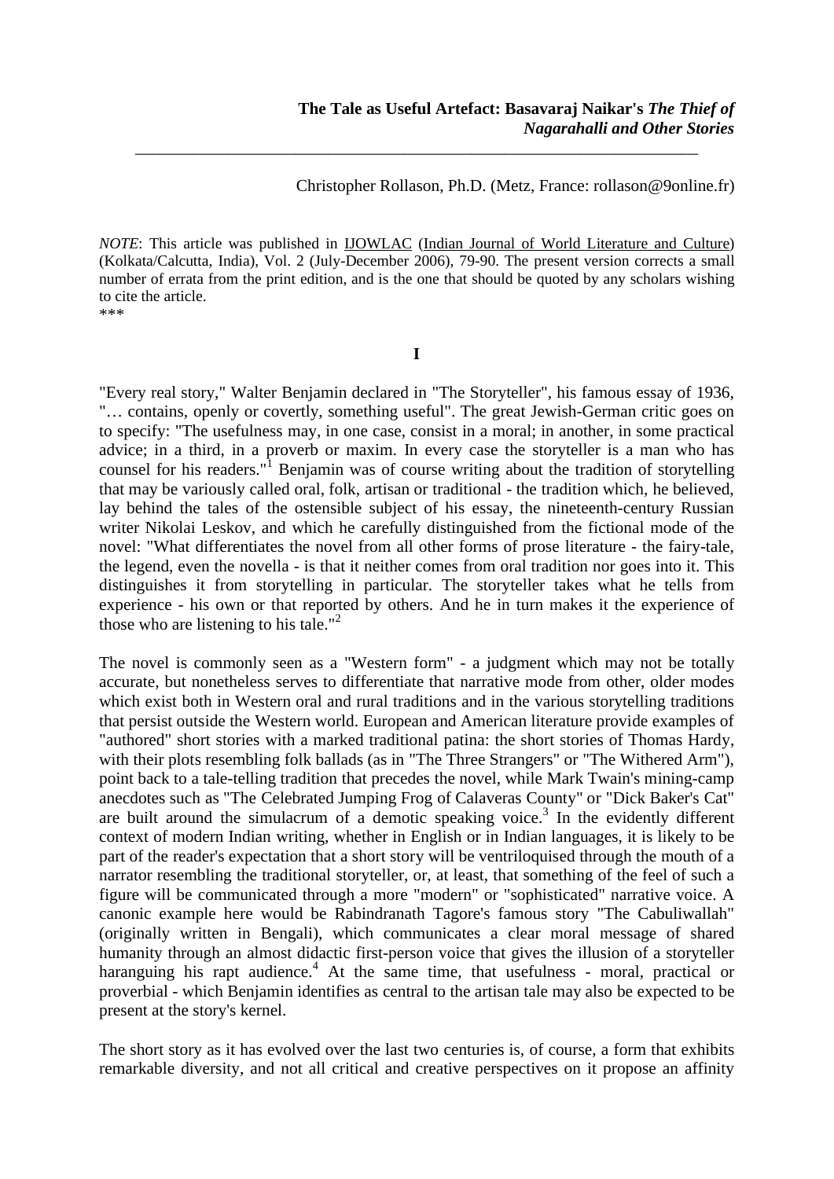**The Tale as Useful Artefact: Basavaraj Naikar's *The Thief of Nagarahalli and Other Stories***

---

Christopher Rollason, Ph.D. (Metz, France: rollason@9online.fr)

*NOTE*: This article was published in IJOWLAC (Indian Journal of World Literature and Culture) (Kolkata/Calcutta, India), Vol. 2 (July-December 2006), 79-90. The present version corrects a small number of errata from the print edition, and is the one that should be quoted by any scholars wishing to cite the article.

***

## I

"Every real story," Walter Benjamin declared in "The Storyteller", his famous essay of 1936, "… contains, openly or covertly, something useful". The great Jewish-German critic goes on to specify: "The usefulness may, in one case, consist in a moral; in another, in some practical advice; in a third, in a proverb or maxim. In every case the storyteller is a man who has counsel for his readers."[1] Benjamin was of course writing about the tradition of storytelling that may be variously called oral, folk, artisan or traditional - the tradition which, he believed, lay behind the tales of the ostensible subject of his essay, the nineteenth-century Russian writer Nikolai Leskov, and which he carefully distinguished from the fictional mode of the novel: "What differentiates the novel from all other forms of prose literature - the fairy-tale, the legend, even the novella - is that it neither comes from oral tradition nor goes into it. This distinguishes it from storytelling in particular. The storyteller takes what he tells from experience - his own or that reported by others. And he in turn makes it the experience of those who are listening to his tale."[2]

The novel is commonly seen as a "Western form" - a judgment which may not be totally accurate, but nonetheless serves to differentiate that narrative mode from other, older modes which exist both in Western oral and rural traditions and in the various storytelling traditions that persist outside the Western world. European and American literature provide examples of "authored" short stories with a marked traditional patina: the short stories of Thomas Hardy, with their plots resembling folk ballads (as in "The Three Strangers" or "The Withered Arm"), point back to a tale-telling tradition that precedes the novel, while Mark Twain's mining-camp anecdotes such as "The Celebrated Jumping Frog of Calaveras County" or "Dick Baker's Cat" are built around the simulacrum of a demotic speaking voice.[3] In the evidently different context of modern Indian writing, whether in English or in Indian languages, it is likely to be part of the reader's expectation that a short story will be ventriloquised through the mouth of a narrator resembling the traditional storyteller, or, at least, that something of the feel of such a figure will be communicated through a more "modern" or "sophisticated" narrative voice. A canonic example here would be Rabindranath Tagore's famous story "The Cabuliwallah" (originally written in Bengali), which communicates a clear moral message of shared humanity through an almost didactic first-person voice that gives the illusion of a storyteller haranguing his rapt audience.[4] At the same time, that usefulness - moral, practical or proverbial - which Benjamin identifies as central to the artisan tale may also be expected to be present at the story's kernel.

The short story as it has evolved over the last two centuries is, of course, a form that exhibits remarkable diversity, and not all critical and creative perspectives on it propose an affinity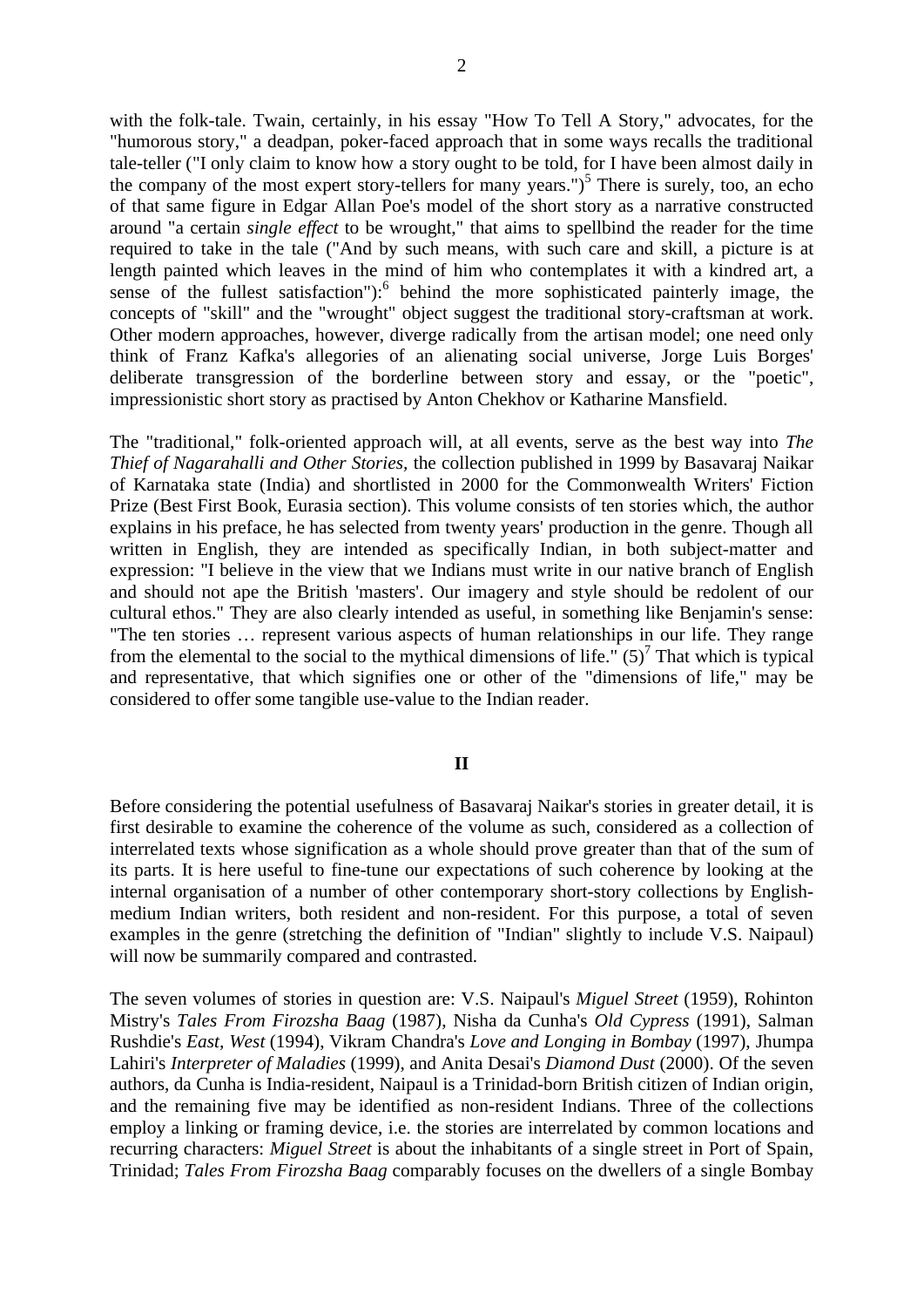with the folk-tale. Twain, certainly, in his essay "How To Tell A Story," advocates, for the "humorous story," a deadpan, poker-faced approach that in some ways recalls the traditional tale-teller ("I only claim to know how a story ought to be told, for I have been almost daily in the company of the most expert story-tellers for many years.")[5] There is surely, too, an echo of that same figure in Edgar Allan Poe's model of the short story as a narrative constructed around "a certain *single effect* to be wrought," that aims to spellbind the reader for the time required to take in the tale ("And by such means, with such care and skill, a picture is at length painted which leaves in the mind of him who contemplates it with a kindred art, a sense of the fullest satisfaction"):[6] behind the more sophisticated painterly image, the concepts of "skill" and the "wrought" object suggest the traditional story-craftsman at work. Other modern approaches, however, diverge radically from the artisan model; one need only think of Franz Kafka's allegories of an alienating social universe, Jorge Luis Borges' deliberate transgression of the borderline between story and essay, or the "poetic", impressionistic short story as practised by Anton Chekhov or Katharine Mansfield.

The "traditional," folk-oriented approach will, at all events, serve as the best way into *The Thief of Nagarahalli and Other Stories*, the collection published in 1999 by Basavaraj Naikar of Karnataka state (India) and shortlisted in 2000 for the Commonwealth Writers' Fiction Prize (Best First Book, Eurasia section). This volume consists of ten stories which, the author explains in his preface, he has selected from twenty years' production in the genre. Though all written in English, they are intended as specifically Indian, in both subject-matter and expression: "I believe in the view that we Indians must write in our native branch of English and should not ape the British 'masters'. Our imagery and style should be redolent of our cultural ethos." They are also clearly intended as useful, in something like Benjamin's sense: "The ten stories … represent various aspects of human relationships in our life. They range from the elemental to the social to the mythical dimensions of life." (5)[7] That which is typical and representative, that which signifies one or other of the "dimensions of life," may be considered to offer some tangible use-value to the Indian reader.

## II

Before considering the potential usefulness of Basavaraj Naikar's stories in greater detail, it is first desirable to examine the coherence of the volume as such, considered as a collection of interrelated texts whose signification as a whole should prove greater than that of the sum of its parts. It is here useful to fine-tune our expectations of such coherence by looking at the internal organisation of a number of other contemporary short-story collections by English-medium Indian writers, both resident and non-resident. For this purpose, a total of seven examples in the genre (stretching the definition of "Indian" slightly to include V.S. Naipaul) will now be summarily compared and contrasted.

The seven volumes of stories in question are: V.S. Naipaul's *Miguel Street* (1959), Rohinton Mistry's *Tales From Firozsha Baag* (1987), Nisha da Cunha's *Old Cypress* (1991), Salman Rushdie's *East, West* (1994), Vikram Chandra's *Love and Longing in Bombay* (1997), Jhumpa Lahiri's *Interpreter of Maladies* (1999), and Anita Desai's *Diamond Dust* (2000). Of the seven authors, da Cunha is India-resident, Naipaul is a Trinidad-born British citizen of Indian origin, and the remaining five may be identified as non-resident Indians. Three of the collections employ a linking or framing device, i.e. the stories are interrelated by common locations and recurring characters: *Miguel Street* is about the inhabitants of a single street in Port of Spain, Trinidad; *Tales From Firozsha Baag* comparably focuses on the dwellers of a single Bombay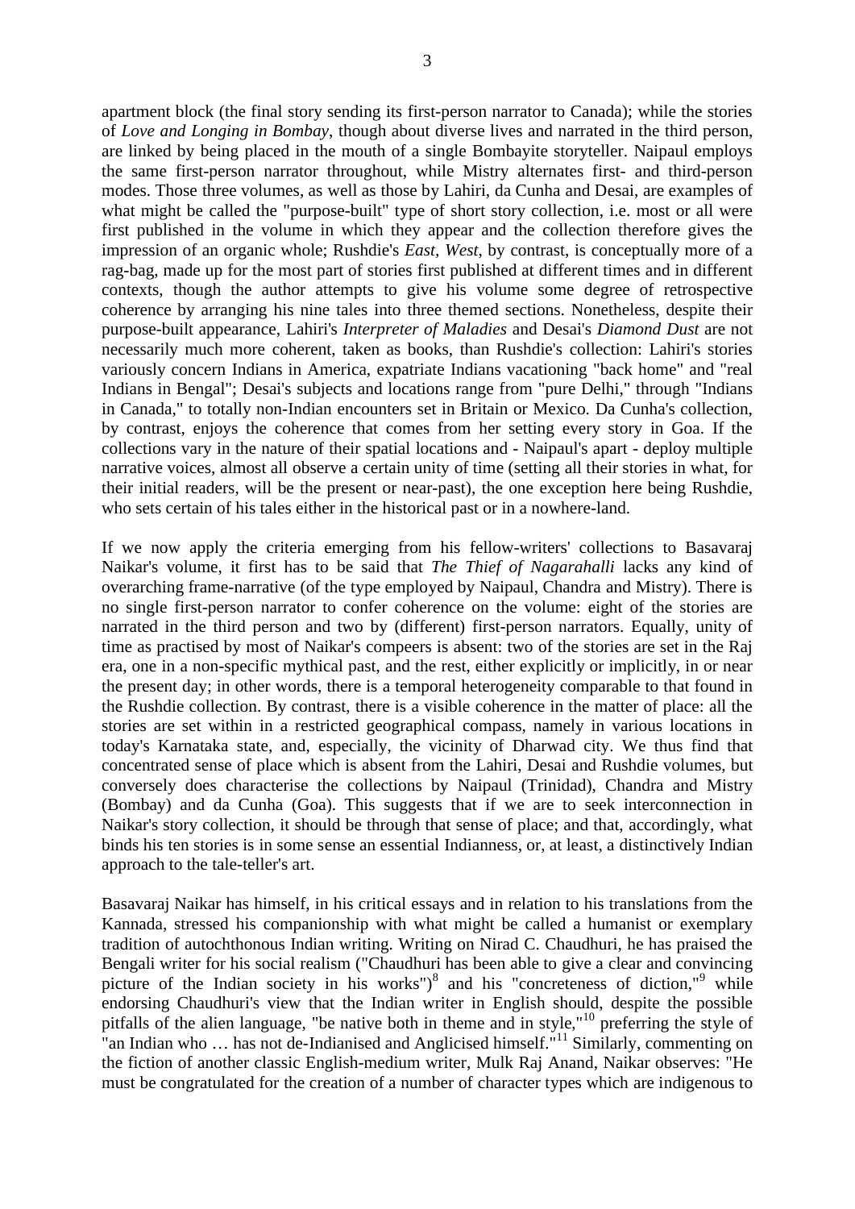apartment block (the final story sending its first-person narrator to Canada); while the stories of *Love and Longing in Bombay*, though about diverse lives and narrated in the third person, are linked by being placed in the mouth of a single Bombayite storyteller. Naipaul employs the same first-person narrator throughout, while Mistry alternates first- and third-person modes. Those three volumes, as well as those by Lahiri, da Cunha and Desai, are examples of what might be called the "purpose-built" type of short story collection, i.e. most or all were first published in the volume in which they appear and the collection therefore gives the impression of an organic whole; Rushdie's *East, West*, by contrast, is conceptually more of a rag-bag, made up for the most part of stories first published at different times and in different contexts, though the author attempts to give his volume some degree of retrospective coherence by arranging his nine tales into three themed sections. Nonetheless, despite their purpose-built appearance, Lahiri's *Interpreter of Maladies* and Desai's *Diamond Dust* are not necessarily much more coherent, taken as books, than Rushdie's collection: Lahiri's stories variously concern Indians in America, expatriate Indians vacationing "back home" and "real Indians in Bengal"; Desai's subjects and locations range from "pure Delhi," through "Indians in Canada," to totally non-Indian encounters set in Britain or Mexico. Da Cunha's collection, by contrast, enjoys the coherence that comes from her setting every story in Goa. If the collections vary in the nature of their spatial locations and - Naipaul's apart - deploy multiple narrative voices, almost all observe a certain unity of time (setting all their stories in what, for their initial readers, will be the present or near-past), the one exception here being Rushdie, who sets certain of his tales either in the historical past or in a nowhere-land.

If we now apply the criteria emerging from his fellow-writers' collections to Basavaraj Naikar's volume, it first has to be said that *The Thief of Nagarahalli* lacks any kind of overarching frame-narrative (of the type employed by Naipaul, Chandra and Mistry). There is no single first-person narrator to confer coherence on the volume: eight of the stories are narrated in the third person and two by (different) first-person narrators. Equally, unity of time as practised by most of Naikar's compeers is absent: two of the stories are set in the Raj era, one in a non-specific mythical past, and the rest, either explicitly or implicitly, in or near the present day; in other words, there is a temporal heterogeneity comparable to that found in the Rushdie collection. By contrast, there is a visible coherence in the matter of place: all the stories are set within in a restricted geographical compass, namely in various locations in today's Karnataka state, and, especially, the vicinity of Dharwad city. We thus find that concentrated sense of place which is absent from the Lahiri, Desai and Rushdie volumes, but conversely does characterise the collections by Naipaul (Trinidad), Chandra and Mistry (Bombay) and da Cunha (Goa). This suggests that if we are to seek interconnection in Naikar's story collection, it should be through that sense of place; and that, accordingly, what binds his ten stories is in some sense an essential Indianness, or, at least, a distinctively Indian approach to the tale-teller's art.

Basavaraj Naikar has himself, in his critical essays and in relation to his translations from the Kannada, stressed his companionship with what might be called a humanist or exemplary tradition of autochthonous Indian writing. Writing on Nirad C. Chaudhuri, he has praised the Bengali writer for his social realism ("Chaudhuri has been able to give a clear and convincing picture of the Indian society in his works")[8] and his "concreteness of diction,"[9] while endorsing Chaudhuri's view that the Indian writer in English should, despite the possible pitfalls of the alien language, "be native both in theme and in style,"[10] preferring the style of "an Indian who … has not de-Indianised and Anglicised himself."[11] Similarly, commenting on the fiction of another classic English-medium writer, Mulk Raj Anand, Naikar observes: "He must be congratulated for the creation of a number of character types which are indigenous to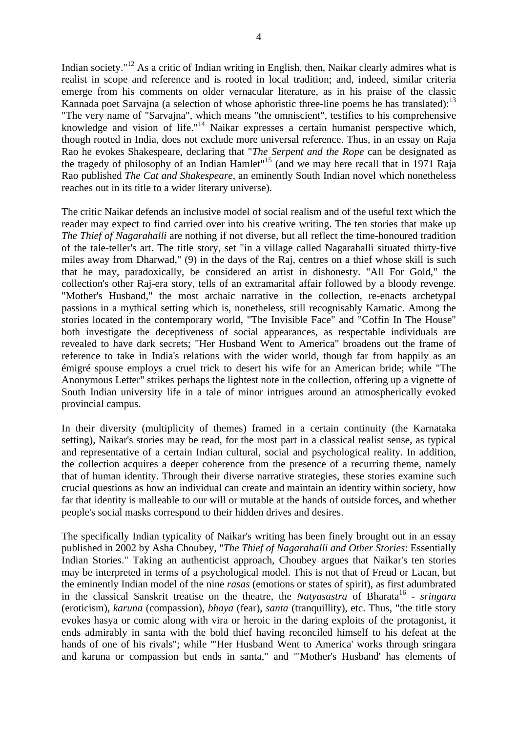Indian society."[12] As a critic of Indian writing in English, then, Naikar clearly admires what is realist in scope and reference and is rooted in local tradition; and, indeed, similar criteria emerge from his comments on older vernacular literature, as in his praise of the classic Kannada poet Sarvajna (a selection of whose aphoristic three-line poems he has translated):[13] "The very name of "Sarvajna", which means "the omniscient", testifies to his comprehensive knowledge and vision of life."[14] Naikar expresses a certain humanist perspective which, though rooted in India, does not exclude more universal reference. Thus, in an essay on Raja Rao he evokes Shakespeare, declaring that "*The Serpent and the Rope* can be designated as the tragedy of philosophy of an Indian Hamlet"[15] (and we may here recall that in 1971 Raja Rao published *The Cat and Shakespeare*, an eminently South Indian novel which nonetheless reaches out in its title to a wider literary universe).

The critic Naikar defends an inclusive model of social realism and of the useful text which the reader may expect to find carried over into his creative writing. The ten stories that make up *The Thief of Nagarahalli* are nothing if not diverse, but all reflect the time-honoured tradition of the tale-teller's art. The title story, set "in a village called Nagarahalli situated thirty-five miles away from Dharwad," (9) in the days of the Raj, centres on a thief whose skill is such that he may, paradoxically, be considered an artist in dishonesty. "All For Gold," the collection's other Raj-era story, tells of an extramarital affair followed by a bloody revenge. "Mother's Husband," the most archaic narrative in the collection, re-enacts archetypal passions in a mythical setting which is, nonetheless, still recognisably Karnatic. Among the stories located in the contemporary world, "The Invisible Face" and "Coffin In The House" both investigate the deceptiveness of social appearances, as respectable individuals are revealed to have dark secrets; "Her Husband Went to America" broadens out the frame of reference to take in India's relations with the wider world, though far from happily as an émigré spouse employs a cruel trick to desert his wife for an American bride; while "The Anonymous Letter" strikes perhaps the lightest note in the collection, offering up a vignette of South Indian university life in a tale of minor intrigues around an atmospherically evoked provincial campus.

In their diversity (multiplicity of themes) framed in a certain continuity (the Karnataka setting), Naikar's stories may be read, for the most part in a classical realist sense, as typical and representative of a certain Indian cultural, social and psychological reality. In addition, the collection acquires a deeper coherence from the presence of a recurring theme, namely that of human identity. Through their diverse narrative strategies, these stories examine such crucial questions as how an individual can create and maintain an identity within society, how far that identity is malleable to our will or mutable at the hands of outside forces, and whether people's social masks correspond to their hidden drives and desires.

The specifically Indian typicality of Naikar's writing has been finely brought out in an essay published in 2002 by Asha Choubey, "*The Thief of Nagarahalli and Other Stories*: Essentially Indian Stories." Taking an authenticist approach, Choubey argues that Naikar's ten stories may be interpreted in terms of a psychological model. This is not that of Freud or Lacan, but the eminently Indian model of the nine *rasas* (emotions or states of spirit), as first adumbrated in the classical Sanskrit treatise on the theatre, the *Natyasastra* of Bharata[16] - *sringara* (eroticism), *karuna* (compassion), *bhaya* (fear), *santa* (tranquillity), etc. Thus, "the title story evokes hasya or comic along with vira or heroic in the daring exploits of the protagonist, it ends admirably in santa with the bold thief having reconciled himself to his defeat at the hands of one of his rivals"; while "'Her Husband Went to America' works through sringara and karuna or compassion but ends in santa," and "'Mother's Husband' has elements of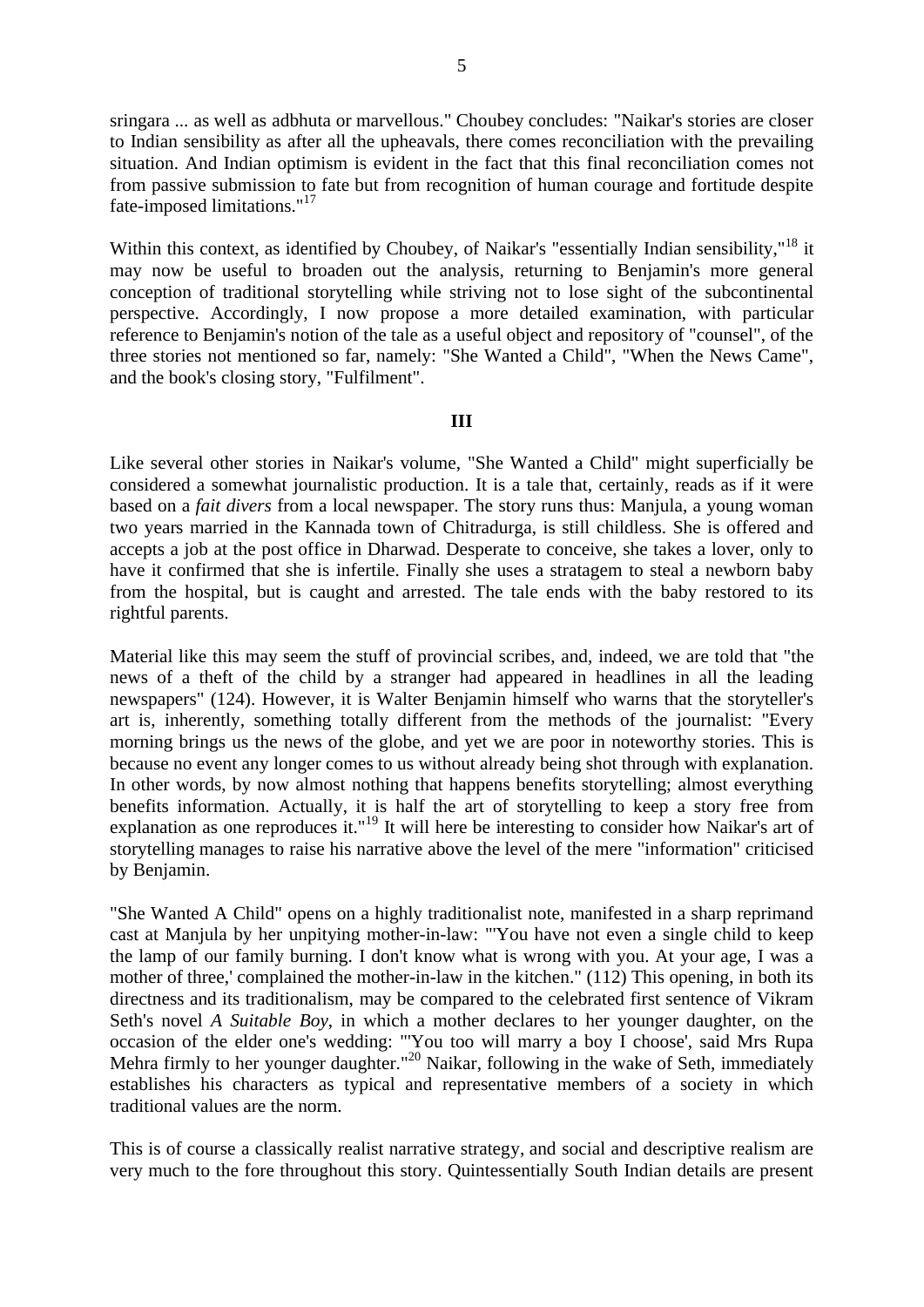sringara ... as well as adbhuta or marvellous." Choubey concludes: "Naikar's stories are closer to Indian sensibility as after all the upheavals, there comes reconciliation with the prevailing situation. And Indian optimism is evident in the fact that this final reconciliation comes not from passive submission to fate but from recognition of human courage and fortitude despite fate-imposed limitations."[17]

Within this context, as identified by Choubey, of Naikar's "essentially Indian sensibility,"[18] it may now be useful to broaden out the analysis, returning to Benjamin's more general conception of traditional storytelling while striving not to lose sight of the subcontinental perspective. Accordingly, I now propose a more detailed examination, with particular reference to Benjamin's notion of the tale as a useful object and repository of "counsel", of the three stories not mentioned so far, namely: "She Wanted a Child", "When the News Came", and the book's closing story, "Fulfilment".

## III

Like several other stories in Naikar's volume, "She Wanted a Child" might superficially be considered a somewhat journalistic production. It is a tale that, certainly, reads as if it were based on a *fait divers* from a local newspaper. The story runs thus: Manjula, a young woman two years married in the Kannada town of Chitradurga, is still childless. She is offered and accepts a job at the post office in Dharwad. Desperate to conceive, she takes a lover, only to have it confirmed that she is infertile. Finally she uses a stratagem to steal a newborn baby from the hospital, but is caught and arrested. The tale ends with the baby restored to its rightful parents.

Material like this may seem the stuff of provincial scribes, and, indeed, we are told that "the news of a theft of the child by a stranger had appeared in headlines in all the leading newspapers" (124). However, it is Walter Benjamin himself who warns that the storyteller's art is, inherently, something totally different from the methods of the journalist: "Every morning brings us the news of the globe, and yet we are poor in noteworthy stories. This is because no event any longer comes to us without already being shot through with explanation. In other words, by now almost nothing that happens benefits storytelling; almost everything benefits information. Actually, it is half the art of storytelling to keep a story free from explanation as one reproduces it."[19] It will here be interesting to consider how Naikar's art of storytelling manages to raise his narrative above the level of the mere "information" criticised by Benjamin.

"She Wanted A Child" opens on a highly traditionalist note, manifested in a sharp reprimand cast at Manjula by her unpitying mother-in-law: "'You have not even a single child to keep the lamp of our family burning. I don't know what is wrong with you. At your age, I was a mother of three,' complained the mother-in-law in the kitchen." (112) This opening, in both its directness and its traditionalism, may be compared to the celebrated first sentence of Vikram Seth's novel *A Suitable Boy*, in which a mother declares to her younger daughter, on the occasion of the elder one's wedding: "'You too will marry a boy I choose', said Mrs Rupa Mehra firmly to her younger daughter."[20] Naikar, following in the wake of Seth, immediately establishes his characters as typical and representative members of a society in which traditional values are the norm.

This is of course a classically realist narrative strategy, and social and descriptive realism are very much to the fore throughout this story. Quintessentially South Indian details are present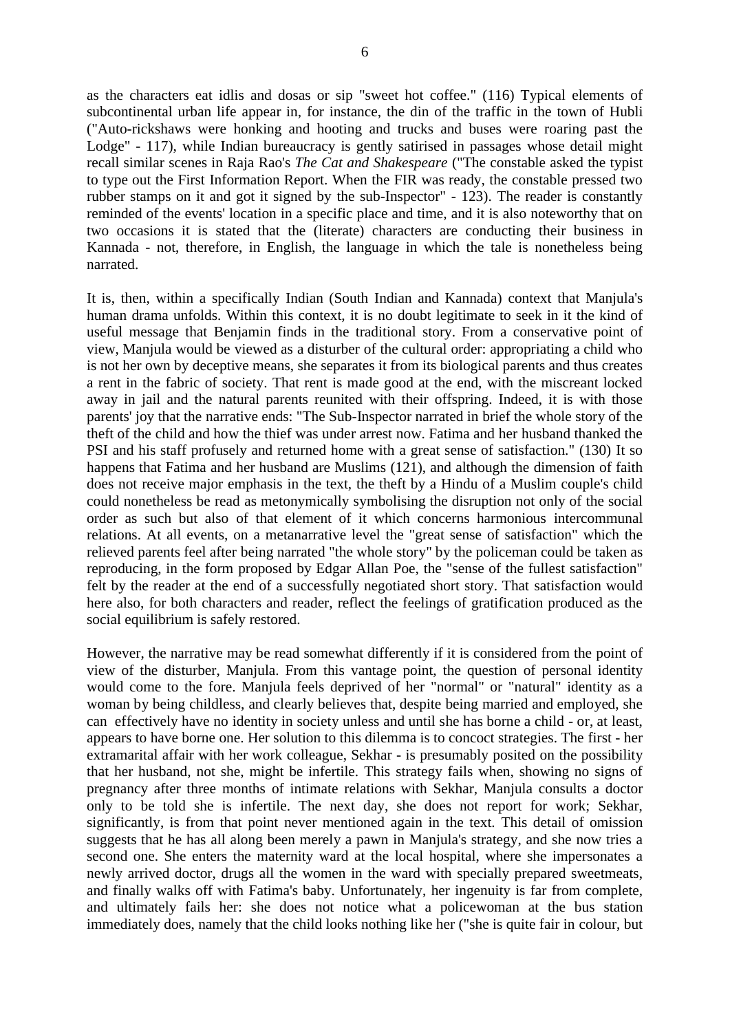as the characters eat idlis and dosas or sip "sweet hot coffee." (116) Typical elements of subcontinental urban life appear in, for instance, the din of the traffic in the town of Hubli ("Auto-rickshaws were honking and hooting and trucks and buses were roaring past the Lodge" - 117), while Indian bureaucracy is gently satirised in passages whose detail might recall similar scenes in Raja Rao's *The Cat and Shakespeare* ("The constable asked the typist to type out the First Information Report. When the FIR was ready, the constable pressed two rubber stamps on it and got it signed by the sub-Inspector" - 123). The reader is constantly reminded of the events' location in a specific place and time, and it is also noteworthy that on two occasions it is stated that the (literate) characters are conducting their business in Kannada - not, therefore, in English, the language in which the tale is nonetheless being narrated.

It is, then, within a specifically Indian (South Indian and Kannada) context that Manjula's human drama unfolds. Within this context, it is no doubt legitimate to seek in it the kind of useful message that Benjamin finds in the traditional story. From a conservative point of view, Manjula would be viewed as a disturber of the cultural order: appropriating a child who is not her own by deceptive means, she separates it from its biological parents and thus creates a rent in the fabric of society. That rent is made good at the end, with the miscreant locked away in jail and the natural parents reunited with their offspring. Indeed, it is with those parents' joy that the narrative ends: "The Sub-Inspector narrated in brief the whole story of the theft of the child and how the thief was under arrest now. Fatima and her husband thanked the PSI and his staff profusely and returned home with a great sense of satisfaction." (130) It so happens that Fatima and her husband are Muslims (121), and although the dimension of faith does not receive major emphasis in the text, the theft by a Hindu of a Muslim couple's child could nonetheless be read as metonymically symbolising the disruption not only of the social order as such but also of that element of it which concerns harmonious intercommunal relations. At all events, on a metanarrative level the "great sense of satisfaction" which the relieved parents feel after being narrated "the whole story" by the policeman could be taken as reproducing, in the form proposed by Edgar Allan Poe, the "sense of the fullest satisfaction" felt by the reader at the end of a successfully negotiated short story. That satisfaction would here also, for both characters and reader, reflect the feelings of gratification produced as the social equilibrium is safely restored.

However, the narrative may be read somewhat differently if it is considered from the point of view of the disturber, Manjula. From this vantage point, the question of personal identity would come to the fore. Manjula feels deprived of her "normal" or "natural" identity as a woman by being childless, and clearly believes that, despite being married and employed, she can effectively have no identity in society unless and until she has borne a child - or, at least, appears to have borne one. Her solution to this dilemma is to concoct strategies. The first - her extramarital affair with her work colleague, Sekhar - is presumably posited on the possibility that her husband, not she, might be infertile. This strategy fails when, showing no signs of pregnancy after three months of intimate relations with Sekhar, Manjula consults a doctor only to be told she is infertile. The next day, she does not report for work; Sekhar, significantly, is from that point never mentioned again in the text. This detail of omission suggests that he has all along been merely a pawn in Manjula's strategy, and she now tries a second one. She enters the maternity ward at the local hospital, where she impersonates a newly arrived doctor, drugs all the women in the ward with specially prepared sweetmeats, and finally walks off with Fatima's baby. Unfortunately, her ingenuity is far from complete, and ultimately fails her: she does not notice what a policewoman at the bus station immediately does, namely that the child looks nothing like her ("she is quite fair in colour, but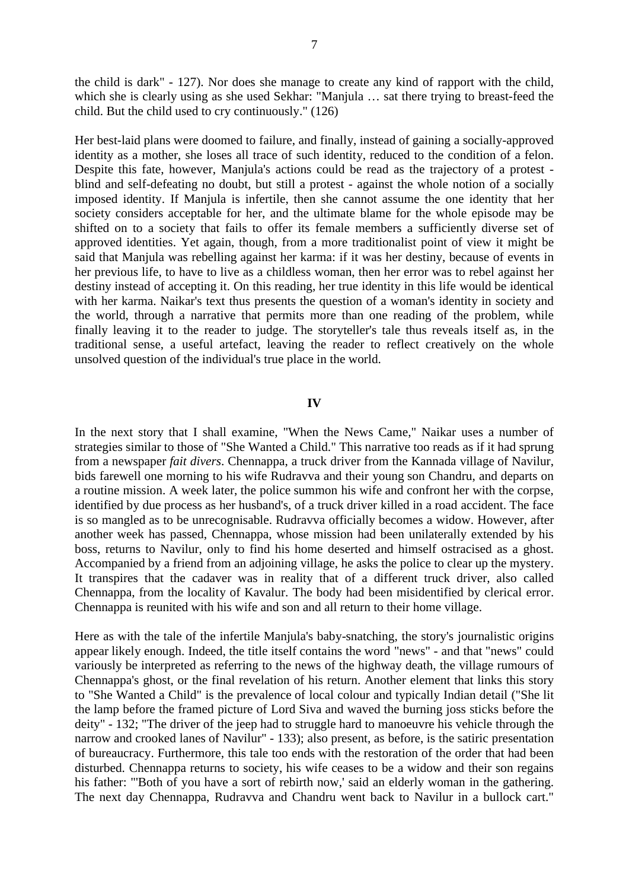the child is dark" - 127). Nor does she manage to create any kind of rapport with the child, which she is clearly using as she used Sekhar: "Manjula … sat there trying to breast-feed the child. But the child used to cry continuously." (126)

Her best-laid plans were doomed to failure, and finally, instead of gaining a socially-approved identity as a mother, she loses all trace of such identity, reduced to the condition of a felon. Despite this fate, however, Manjula's actions could be read as the trajectory of a protest - blind and self-defeating no doubt, but still a protest - against the whole notion of a socially imposed identity. If Manjula is infertile, then she cannot assume the one identity that her society considers acceptable for her, and the ultimate blame for the whole episode may be shifted on to a society that fails to offer its female members a sufficiently diverse set of approved identities. Yet again, though, from a more traditionalist point of view it might be said that Manjula was rebelling against her karma: if it was her destiny, because of events in her previous life, to have to live as a childless woman, then her error was to rebel against her destiny instead of accepting it. On this reading, her true identity in this life would be identical with her karma. Naikar's text thus presents the question of a woman's identity in society and the world, through a narrative that permits more than one reading of the problem, while finally leaving it to the reader to judge. The storyteller's tale thus reveals itself as, in the traditional sense, a useful artefact, leaving the reader to reflect creatively on the whole unsolved question of the individual's true place in the world.

## IV

In the next story that I shall examine, "When the News Came," Naikar uses a number of strategies similar to those of "She Wanted a Child." This narrative too reads as if it had sprung from a newspaper *fait divers*. Chennappa, a truck driver from the Kannada village of Navilur, bids farewell one morning to his wife Rudravva and their young son Chandru, and departs on a routine mission. A week later, the police summon his wife and confront her with the corpse, identified by due process as her husband's, of a truck driver killed in a road accident. The face is so mangled as to be unrecognisable. Rudravva officially becomes a widow. However, after another week has passed, Chennappa, whose mission had been unilaterally extended by his boss, returns to Navilur, only to find his home deserted and himself ostracised as a ghost. Accompanied by a friend from an adjoining village, he asks the police to clear up the mystery. It transpires that the cadaver was in reality that of a different truck driver, also called Chennappa, from the locality of Kavalur. The body had been misidentified by clerical error. Chennappa is reunited with his wife and son and all return to their home village.

Here as with the tale of the infertile Manjula's baby-snatching, the story's journalistic origins appear likely enough. Indeed, the title itself contains the word "news" - and that "news" could variously be interpreted as referring to the news of the highway death, the village rumours of Chennappa's ghost, or the final revelation of his return. Another element that links this story to "She Wanted a Child" is the prevalence of local colour and typically Indian detail ("She lit the lamp before the framed picture of Lord Siva and waved the burning joss sticks before the deity" - 132; "The driver of the jeep had to struggle hard to manoeuvre his vehicle through the narrow and crooked lanes of Navilur" - 133); also present, as before, is the satiric presentation of bureaucracy. Furthermore, this tale too ends with the restoration of the order that had been disturbed. Chennappa returns to society, his wife ceases to be a widow and their son regains his father: "'Both of you have a sort of rebirth now,' said an elderly woman in the gathering. The next day Chennappa, Rudravva and Chandru went back to Navilur in a bullock cart."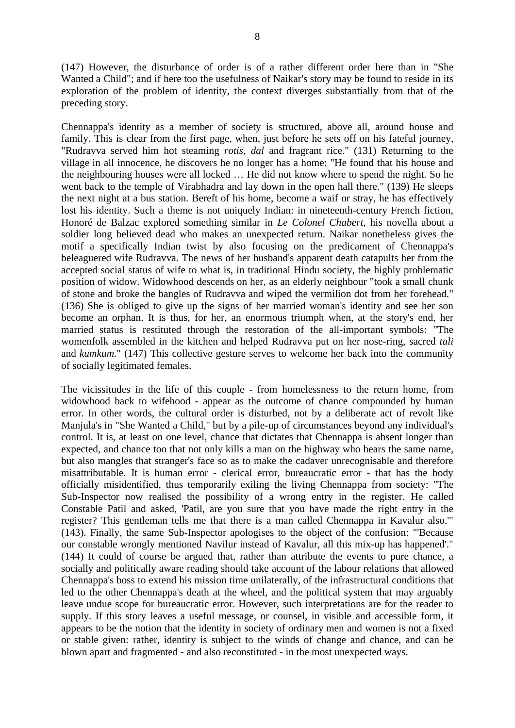(147) However, the disturbance of order is of a rather different order here than in "She Wanted a Child"; and if here too the usefulness of Naikar's story may be found to reside in its exploration of the problem of identity, the context diverges substantially from that of the preceding story.

Chennappa's identity as a member of society is structured, above all, around house and family. This is clear from the first page, when, just before he sets off on his fateful journey, "Rudravva served him hot steaming *rotis*, *dal* and fragrant rice." (131) Returning to the village in all innocence, he discovers he no longer has a home: "He found that his house and the neighbouring houses were all locked … He did not know where to spend the night. So he went back to the temple of Virabhadra and lay down in the open hall there." (139) He sleeps the next night at a bus station. Bereft of his home, become a waif or stray, he has effectively lost his identity. Such a theme is not uniquely Indian: in nineteenth-century French fiction, Honoré de Balzac explored something similar in *Le Colonel Chabert*, his novella about a soldier long believed dead who makes an unexpected return. Naikar nonetheless gives the motif a specifically Indian twist by also focusing on the predicament of Chennappa's beleaguered wife Rudravva. The news of her husband's apparent death catapults her from the accepted social status of wife to what is, in traditional Hindu society, the highly problematic position of widow. Widowhood descends on her, as an elderly neighbour "took a small chunk of stone and broke the bangles of Rudravva and wiped the vermilion dot from her forehead." (136) She is obliged to give up the signs of her married woman's identity and see her son become an orphan. It is thus, for her, an enormous triumph when, at the story's end, her married status is restituted through the restoration of the all-important symbols: "The womenfolk assembled in the kitchen and helped Rudravva put on her nose-ring, sacred *tali* and *kumkum*." (147) This collective gesture serves to welcome her back into the community of socially legitimated females.

The vicissitudes in the life of this couple - from homelessness to the return home, from widowhood back to wifehood - appear as the outcome of chance compounded by human error. In other words, the cultural order is disturbed, not by a deliberate act of revolt like Manjula's in "She Wanted a Child," but by a pile-up of circumstances beyond any individual's control. It is, at least on one level, chance that dictates that Chennappa is absent longer than expected, and chance too that not only kills a man on the highway who bears the same name, but also mangles that stranger's face so as to make the cadaver unrecognisable and therefore misattributable. It is human error - clerical error, bureaucratic error - that has the body officially misidentified, thus temporarily exiling the living Chennappa from society: "The Sub-Inspector now realised the possibility of a wrong entry in the register. He called Constable Patil and asked, 'Patil, are you sure that you have made the right entry in the register? This gentleman tells me that there is a man called Chennappa in Kavalur also.'" (143). Finally, the same Sub-Inspector apologises to the object of the confusion: "'Because our constable wrongly mentioned Navilur instead of Kavalur, all this mix-up has happened'." (144) It could of course be argued that, rather than attribute the events to pure chance, a socially and politically aware reading should take account of the labour relations that allowed Chennappa's boss to extend his mission time unilaterally, of the infrastructural conditions that led to the other Chennappa's death at the wheel, and the political system that may arguably leave undue scope for bureaucratic error. However, such interpretations are for the reader to supply. If this story leaves a useful message, or counsel, in visible and accessible form, it appears to be the notion that the identity in society of ordinary men and women is not a fixed or stable given: rather, identity is subject to the winds of change and chance, and can be blown apart and fragmented - and also reconstituted - in the most unexpected ways.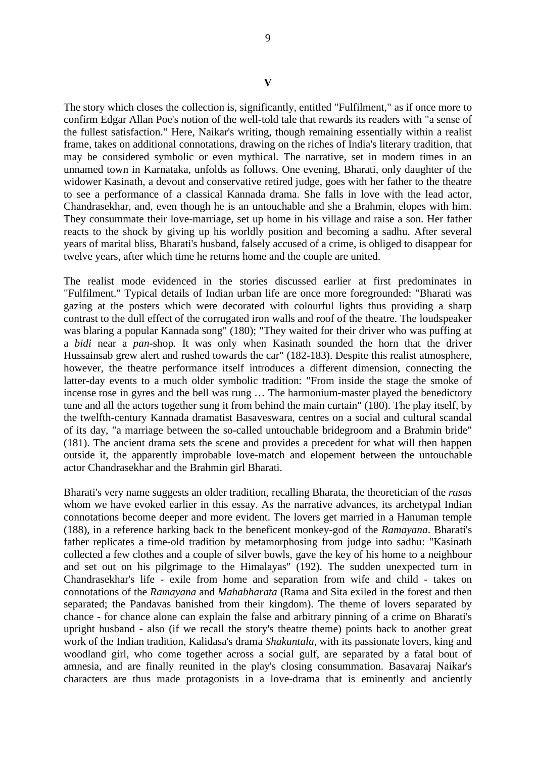## V

The story which closes the collection is, significantly, entitled "Fulfilment," as if once more to confirm Edgar Allan Poe's notion of the well-told tale that rewards its readers with "a sense of the fullest satisfaction." Here, Naikar's writing, though remaining essentially within a realist frame, takes on additional connotations, drawing on the riches of India's literary tradition, that may be considered symbolic or even mythical. The narrative, set in modern times in an unnamed town in Karnataka, unfolds as follows. One evening, Bharati, only daughter of the widower Kasinath, a devout and conservative retired judge, goes with her father to the theatre to see a performance of a classical Kannada drama. She falls in love with the lead actor, Chandrasekhar, and, even though he is an untouchable and she a Brahmin, elopes with him. They consummate their love-marriage, set up home in his village and raise a son. Her father reacts to the shock by giving up his worldly position and becoming a sadhu. After several years of marital bliss, Bharati's husband, falsely accused of a crime, is obliged to disappear for twelve years, after which time he returns home and the couple are united.

The realist mode evidenced in the stories discussed earlier at first predominates in "Fulfilment." Typical details of Indian urban life are once more foregrounded: "Bharati was gazing at the posters which were decorated with colourful lights thus providing a sharp contrast to the dull effect of the corrugated iron walls and roof of the theatre. The loudspeaker was blaring a popular Kannada song" (180); "They waited for their driver who was puffing at a *bidi* near a *pan*-shop. It was only when Kasinath sounded the horn that the driver Hussainsab grew alert and rushed towards the car" (182-183). Despite this realist atmosphere, however, the theatre performance itself introduces a different dimension, connecting the latter-day events to a much older symbolic tradition: "From inside the stage the smoke of incense rose in gyres and the bell was rung … The harmonium-master played the benedictory tune and all the actors together sung it from behind the main curtain" (180). The play itself, by the twelfth-century Kannada dramatist Basaveswara, centres on a social and cultural scandal of its day, "a marriage between the so-called untouchable bridegroom and a Brahmin bride" (181). The ancient drama sets the scene and provides a precedent for what will then happen outside it, the apparently improbable love-match and elopement between the untouchable actor Chandrasekhar and the Brahmin girl Bharati.

Bharati's very name suggests an older tradition, recalling Bharata, the theoretician of the *rasas* whom we have evoked earlier in this essay. As the narrative advances, its archetypal Indian connotations become deeper and more evident. The lovers get married in a Hanuman temple (188), in a reference harking back to the beneficent monkey-god of the *Ramayana*. Bharati's father replicates a time-old tradition by metamorphosing from judge into sadhu: "Kasinath collected a few clothes and a couple of silver bowls, gave the key of his home to a neighbour and set out on his pilgrimage to the Himalayas" (192). The sudden unexpected turn in Chandrasekhar's life - exile from home and separation from wife and child - takes on connotations of the *Ramayana* and *Mahabharata* (Rama and Sita exiled in the forest and then separated; the Pandavas banished from their kingdom). The theme of lovers separated by chance - for chance alone can explain the false and arbitrary pinning of a crime on Bharati's upright husband - also (if we recall the story's theatre theme) points back to another great work of the Indian tradition, Kalidasa's drama *Shakuntala*, with its passionate lovers, king and woodland girl, who come together across a social gulf, are separated by a fatal bout of amnesia, and are finally reunited in the play's closing consummation. Basavaraj Naikar's characters are thus made protagonists in a love-drama that is eminently and anciently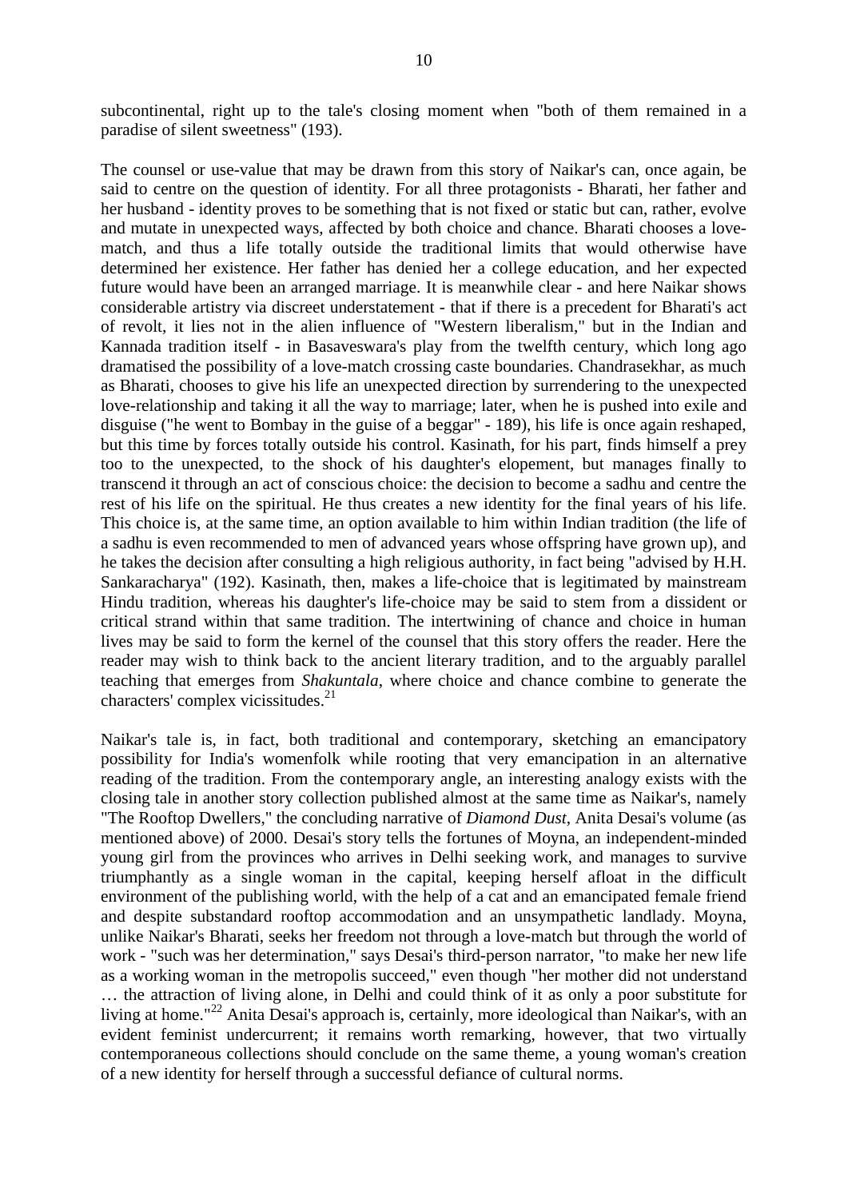subcontinental, right up to the tale's closing moment when "both of them remained in a paradise of silent sweetness" (193).

The counsel or use-value that may be drawn from this story of Naikar's can, once again, be said to centre on the question of identity. For all three protagonists - Bharati, her father and her husband - identity proves to be something that is not fixed or static but can, rather, evolve and mutate in unexpected ways, affected by both choice and chance. Bharati chooses a love-match, and thus a life totally outside the traditional limits that would otherwise have determined her existence. Her father has denied her a college education, and her expected future would have been an arranged marriage. It is meanwhile clear - and here Naikar shows considerable artistry via discreet understatement - that if there is a precedent for Bharati's act of revolt, it lies not in the alien influence of "Western liberalism," but in the Indian and Kannada tradition itself - in Basaveswara's play from the twelfth century, which long ago dramatised the possibility of a love-match crossing caste boundaries. Chandrasekhar, as much as Bharati, chooses to give his life an unexpected direction by surrendering to the unexpected love-relationship and taking it all the way to marriage; later, when he is pushed into exile and disguise ("he went to Bombay in the guise of a beggar" - 189), his life is once again reshaped, but this time by forces totally outside his control. Kasinath, for his part, finds himself a prey too to the unexpected, to the shock of his daughter's elopement, but manages finally to transcend it through an act of conscious choice: the decision to become a sadhu and centre the rest of his life on the spiritual. He thus creates a new identity for the final years of his life. This choice is, at the same time, an option available to him within Indian tradition (the life of a sadhu is even recommended to men of advanced years whose offspring have grown up), and he takes the decision after consulting a high religious authority, in fact being "advised by H.H. Sankaracharya" (192). Kasinath, then, makes a life-choice that is legitimated by mainstream Hindu tradition, whereas his daughter's life-choice may be said to stem from a dissident or critical strand within that same tradition. The intertwining of chance and choice in human lives may be said to form the kernel of the counsel that this story offers the reader. Here the reader may wish to think back to the ancient literary tradition, and to the arguably parallel teaching that emerges from *Shakuntala*, where choice and chance combine to generate the characters' complex vicissitudes.[21]

Naikar's tale is, in fact, both traditional and contemporary, sketching an emancipatory possibility for India's womenfolk while rooting that very emancipation in an alternative reading of the tradition. From the contemporary angle, an interesting analogy exists with the closing tale in another story collection published almost at the same time as Naikar's, namely "The Rooftop Dwellers," the concluding narrative of *Diamond Dust*, Anita Desai's volume (as mentioned above) of 2000. Desai's story tells the fortunes of Moyna, an independent-minded young girl from the provinces who arrives in Delhi seeking work, and manages to survive triumphantly as a single woman in the capital, keeping herself afloat in the difficult environment of the publishing world, with the help of a cat and an emancipated female friend and despite substandard rooftop accommodation and an unsympathetic landlady. Moyna, unlike Naikar's Bharati, seeks her freedom not through a love-match but through the world of work - "such was her determination," says Desai's third-person narrator, "to make her new life as a working woman in the metropolis succeed," even though "her mother did not understand … the attraction of living alone, in Delhi and could think of it as only a poor substitute for living at home."[22] Anita Desai's approach is, certainly, more ideological than Naikar's, with an evident feminist undercurrent; it remains worth remarking, however, that two virtually contemporaneous collections should conclude on the same theme, a young woman's creation of a new identity for herself through a successful defiance of cultural norms.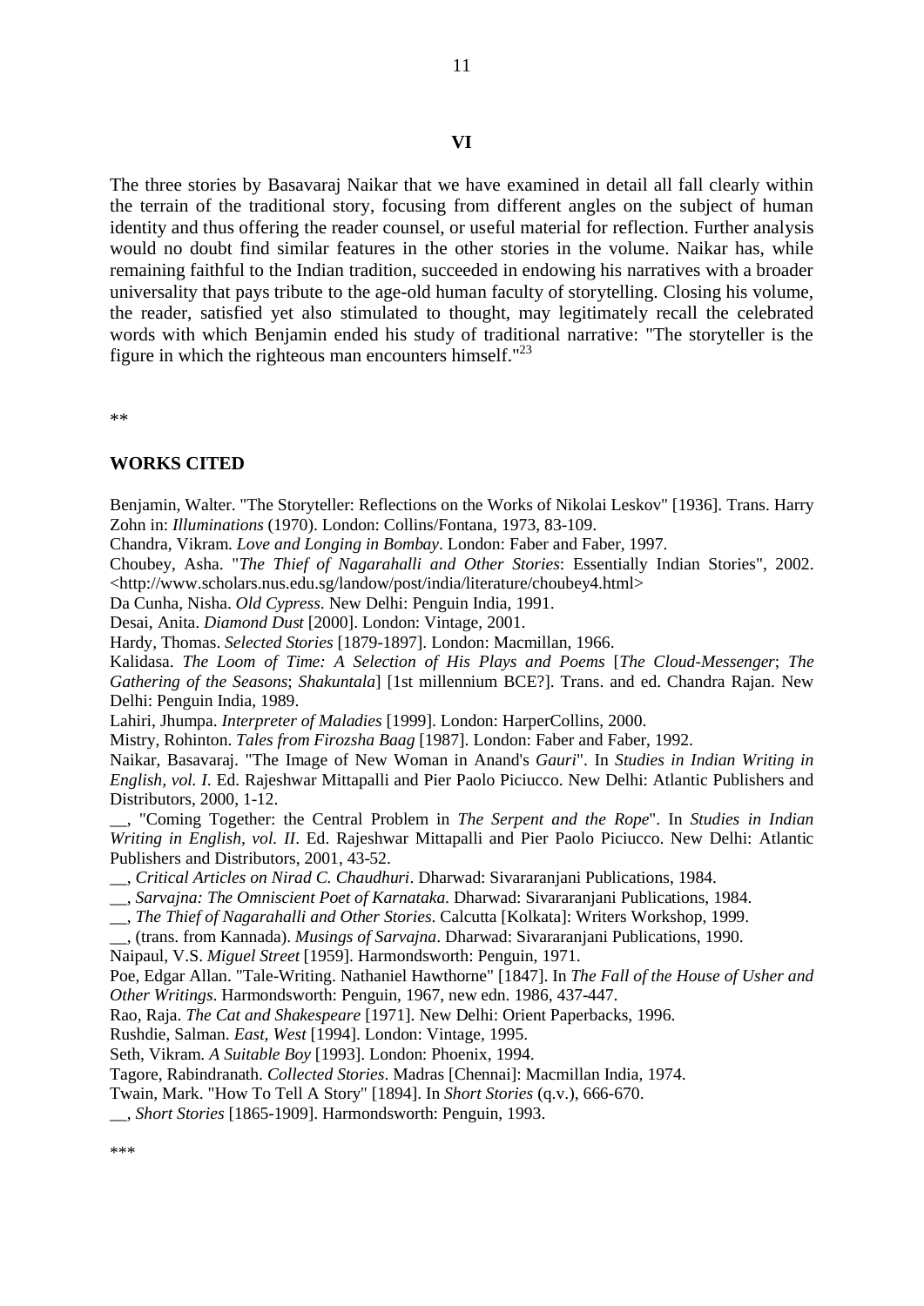## VI

The three stories by Basavaraj Naikar that we have examined in detail all fall clearly within the terrain of the traditional story, focusing from different angles on the subject of human identity and thus offering the reader counsel, or useful material for reflection. Further analysis would no doubt find similar features in the other stories in the volume. Naikar has, while remaining faithful to the Indian tradition, succeeded in endowing his narratives with a broader universality that pays tribute to the age-old human faculty of storytelling. Closing his volume, the reader, satisfied yet also stimulated to thought, may legitimately recall the celebrated words with which Benjamin ended his study of traditional narrative: "The storyteller is the figure in which the righteous man encounters himself."[23]

**

## WORKS CITED

Benjamin, Walter. "The Storyteller: Reflections on the Works of Nikolai Leskov" [1936]. Trans. Harry Zohn in: *Illuminations* (1970). London: Collins/Fontana, 1973, 83-109.

Chandra, Vikram. *Love and Longing in Bombay*. London: Faber and Faber, 1997.

Choubey, Asha. "*The Thief of Nagarahalli and Other Stories*: Essentially Indian Stories", 2002. <http://www.scholars.nus.edu.sg/landow/post/india/literature/choubey4.html>

Da Cunha, Nisha. *Old Cypress*. New Delhi: Penguin India, 1991.

Desai, Anita. *Diamond Dust* [2000]. London: Vintage, 2001.

Hardy, Thomas. *Selected Stories* [1879-1897]. London: Macmillan, 1966.

Kalidasa. *The Loom of Time: A Selection of His Plays and Poems* [*The Cloud-Messenger*; *The Gathering of the Seasons*; *Shakuntala*] [1st millennium BCE?]. Trans. and ed. Chandra Rajan. New Delhi: Penguin India, 1989.

Lahiri, Jhumpa. *Interpreter of Maladies* [1999]. London: HarperCollins, 2000.

Mistry, Rohinton. *Tales from Firozsha Baag* [1987]. London: Faber and Faber, 1992.

Naikar, Basavaraj. "The Image of New Woman in Anand's *Gauri*". In *Studies in Indian Writing in English, vol. I*. Ed. Rajeshwar Mittapalli and Pier Paolo Piciucco. New Delhi: Atlantic Publishers and Distributors, 2000, 1-12.

__, "Coming Together: the Central Problem in *The Serpent and the Rope*". In *Studies in Indian Writing in English, vol. II*. Ed. Rajeshwar Mittapalli and Pier Paolo Piciucco. New Delhi: Atlantic Publishers and Distributors, 2001, 43-52.

__, *Critical Articles on Nirad C. Chaudhuri*. Dharwad: Sivararanjani Publications, 1984.

__, *Sarvajna: The Omniscient Poet of Karnataka*. Dharwad: Sivararanjani Publications, 1984.

__, *The Thief of Nagarahalli and Other Stories*. Calcutta [Kolkata]: Writers Workshop, 1999.

__, (trans. from Kannada). *Musings of Sarvajna*. Dharwad: Sivararanjani Publications, 1990.

Naipaul, V.S. *Miguel Street* [1959]. Harmondsworth: Penguin, 1971.

Poe, Edgar Allan. "Tale-Writing. Nathaniel Hawthorne" [1847]. In *The Fall of the House of Usher and Other Writings*. Harmondsworth: Penguin, 1967, new edn. 1986, 437-447.

Rao, Raja. *The Cat and Shakespeare* [1971]. New Delhi: Orient Paperbacks, 1996.

Rushdie, Salman. *East, West* [1994]. London: Vintage, 1995.

Seth, Vikram. *A Suitable Boy* [1993]. London: Phoenix, 1994.

Tagore, Rabindranath. *Collected Stories*. Madras [Chennai]: Macmillan India, 1974.

Twain, Mark. "How To Tell A Story" [1894]. In *Short Stories* (q.v.), 666-670.

__, *Short Stories* [1865-1909]. Harmondsworth: Penguin, 1993.

***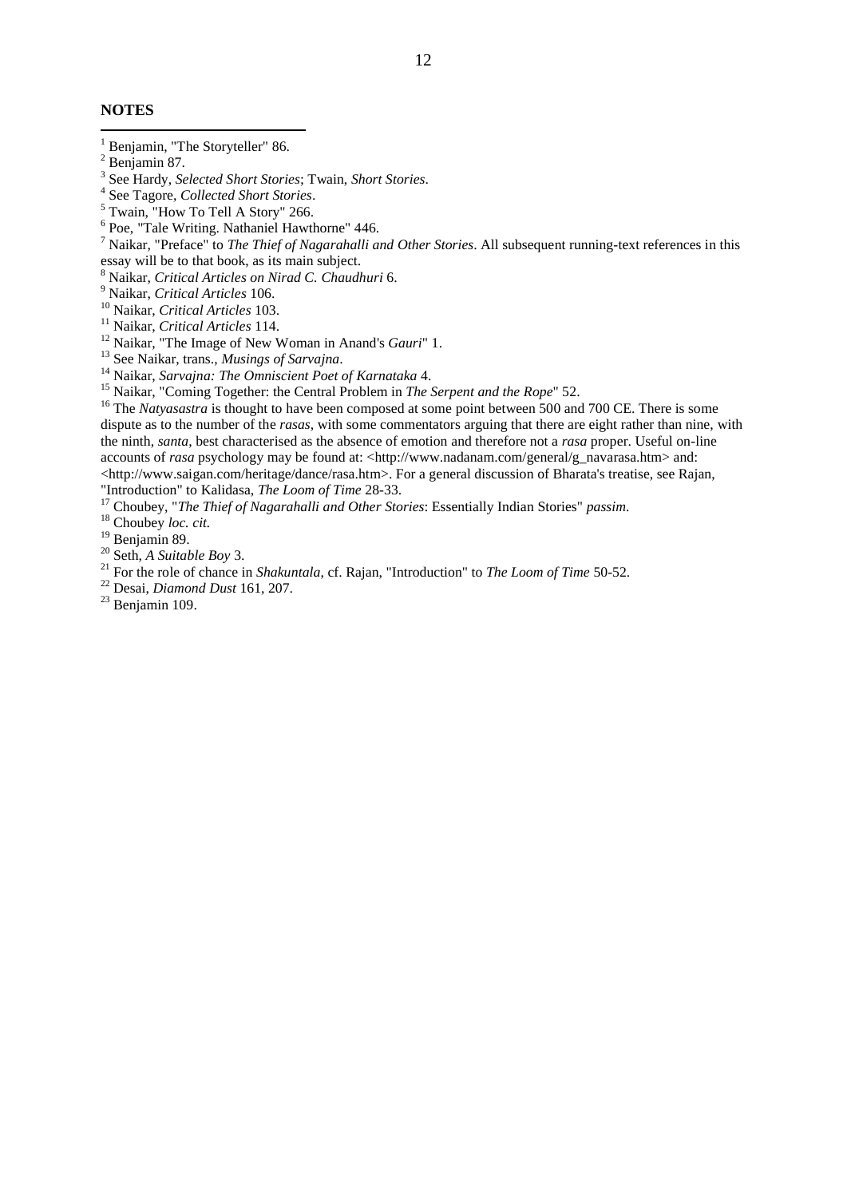**NOTES**

[1] Benjamin, "The Storyteller" 86.

[2] Benjamin 87.

[3] See Hardy, *Selected Short Stories*; Twain, *Short Stories*.

[4] See Tagore, *Collected Short Stories*.

[5] Twain, "How To Tell A Story" 266.

[6] Poe, "Tale Writing. Nathaniel Hawthorne" 446.

[7] Naikar, "Preface" to *The Thief of Nagarahalli and Other Stories*. All subsequent running-text references in this essay will be to that book, as its main subject.

[8] Naikar, *Critical Articles on Nirad C. Chaudhuri* 6.

[9] Naikar, *Critical Articles* 106.

[10] Naikar, *Critical Articles* 103.

[11] Naikar, *Critical Articles* 114.

[12] Naikar, "The Image of New Woman in Anand's *Gauri*" 1.

[13] See Naikar, trans., *Musings of Sarvajna*.

[14] Naikar, *Sarvajna: The Omniscient Poet of Karnataka* 4.

[15] Naikar, "Coming Together: the Central Problem in *The Serpent and the Rope*" 52.

[16] The *Natyasastra* is thought to have been composed at some point between 500 and 700 CE. There is some dispute as to the number of the *rasas*, with some commentators arguing that there are eight rather than nine, with the ninth, *santa*, best characterised as the absence of emotion and therefore not a *rasa* proper. Useful on-line accounts of *rasa* psychology may be found at: <http://www.nadanam.com/general/g_navarasa.htm> and: <http://www.saigan.com/heritage/dance/rasa.htm>. For a general discussion of Bharata's treatise, see Rajan, "Introduction" to Kalidasa, *The Loom of Time* 28-33.

[17] Choubey, "*The Thief of Nagarahalli and Other Stories*: Essentially Indian Stories" *passim*.

[18] Choubey *loc. cit.*

[19] Benjamin 89.

[20] Seth, *A Suitable Boy* 3.

[21] For the role of chance in *Shakuntala*, cf. Rajan, "Introduction" to *The Loom of Time* 50-52.

[22] Desai, *Diamond Dust* 161, 207.

[23] Benjamin 109.